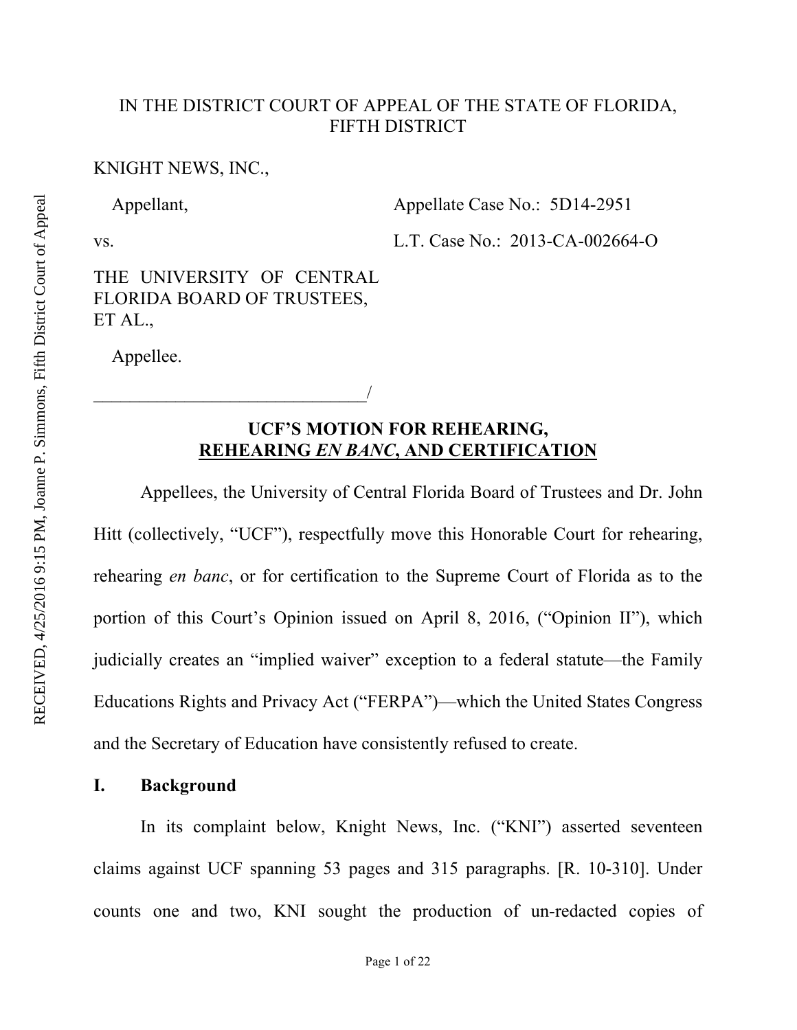IN THE DISTRICT COURT OF APPEAL OF THE STATE OF FLORIDA, FIFTH DISTRICT

KNIGHT NEWS, INC.,

Appellant,

vs.

THE UNIVERSITY OF CENTRAL FLORIDA BOARD OF TRUSTEES, ET AL.,

Appellee.

_______________________________/

Appellate Case No.: 5D14-2951

L.T. Case No.: 2013-CA-002664-O

RECEIVED, 4/25/2016 9:15 PM, Joanne P. Simmons, Fifth District Court of Appeal

## UCF'S MOTION FOR REHEARING, REHEARING *EN BANC*, AND CERTIFICATION

Appellees, the University of Central Florida Board of Trustees and Dr. John Hitt (collectively, "UCF"), respectfully move this Honorable Court for rehearing, rehearing *en banc*, or for certification to the Supreme Court of Florida as to the portion of this Court's Opinion issued on April 8, 2016, ("Opinion II"), which judicially creates an "implied waiver" exception to a federal statute—the Family Educations Rights and Privacy Act ("FERPA")—which the United States Congress and the Secretary of Education have consistently refused to create.

### I. Background

In its complaint below, Knight News, Inc. ("KNI") asserted seventeen claims against UCF spanning 53 pages and 315 paragraphs. [R. 10-310]. Under counts one and two, KNI sought the production of un-redacted copies of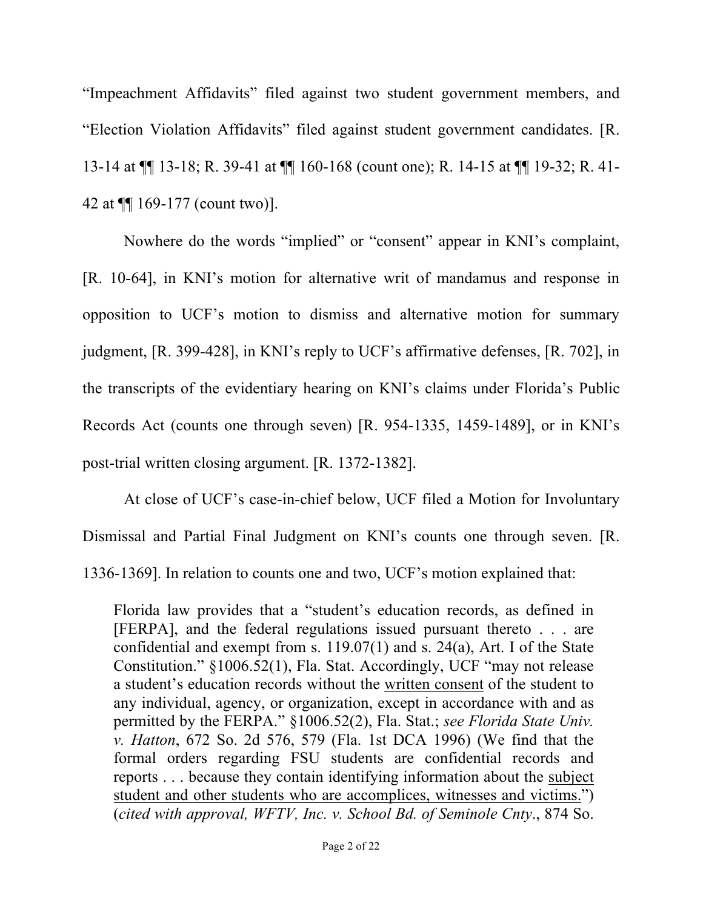"Impeachment Affidavits" filed against two student government members, and "Election Violation Affidavits" filed against student government candidates. [R. 13-14 at ¶¶ 13-18; R. 39-41 at ¶¶ 160-168 (count one); R. 14-15 at ¶¶ 19-32; R. 41-42 at ¶¶ 169-177 (count two)].

Nowhere do the words "implied" or "consent" appear in KNI's complaint, [R. 10-64], in KNI's motion for alternative writ of mandamus and response in opposition to UCF's motion to dismiss and alternative motion for summary judgment, [R. 399-428], in KNI's reply to UCF's affirmative defenses, [R. 702], in the transcripts of the evidentiary hearing on KNI's claims under Florida's Public Records Act (counts one through seven) [R. 954-1335, 1459-1489], or in KNI's post-trial written closing argument. [R. 1372-1382].

At close of UCF's case-in-chief below, UCF filed a Motion for Involuntary Dismissal and Partial Final Judgment on KNI's counts one through seven. [R. 1336-1369]. In relation to counts one and two, UCF's motion explained that:

> Florida law provides that a "student's education records, as defined in [FERPA], and the federal regulations issued pursuant thereto . . . are confidential and exempt from s. 119.07(1) and s. 24(a), Art. I of the State Constitution." §1006.52(1), Fla. Stat. Accordingly, UCF "may not release a student's education records without the <u>written consent</u> of the student to any individual, agency, or organization, except in accordance with and as permitted by the FERPA." §1006.52(2), Fla. Stat.; *see Florida State Univ. v. Hatton*, 672 So. 2d 576, 579 (Fla. 1st DCA 1996) (We find that the formal orders regarding FSU students are confidential records and reports . . . because they contain identifying information about the <u>subject student and other students who are accomplices, witnesses and victims.</u>") (*cited with approval, WFTV, Inc. v. School Bd. of Seminole Cnty*., 874 So.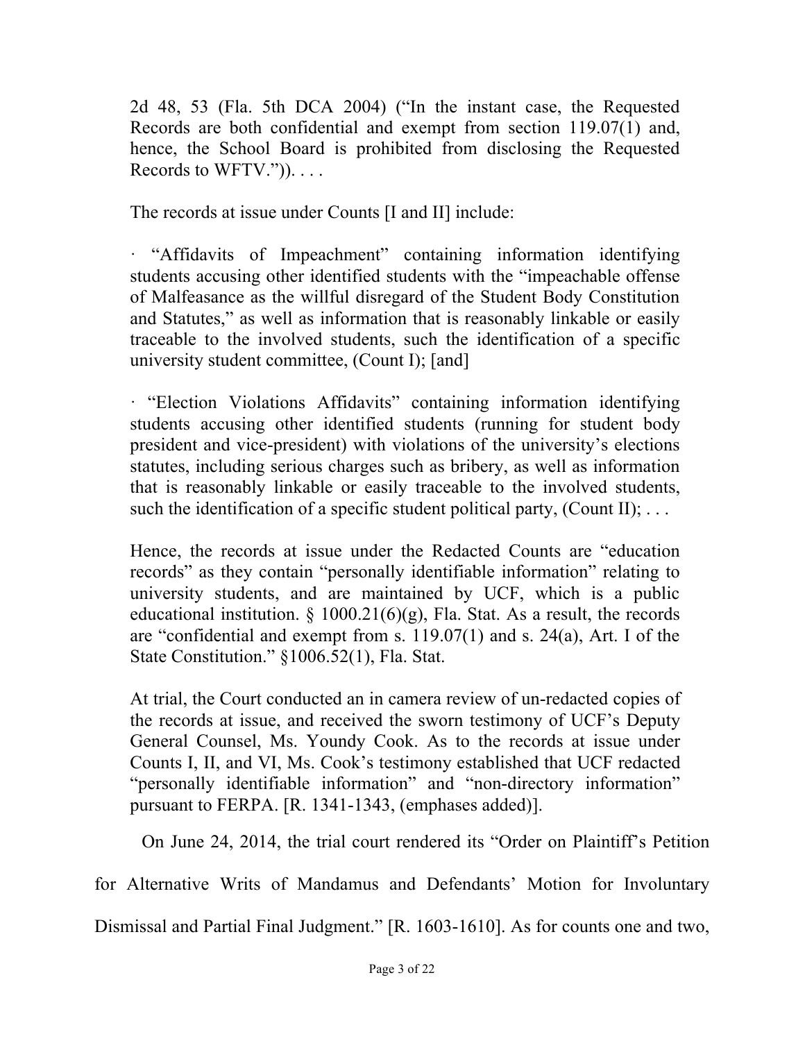> 2d 48, 53 (Fla. 5th DCA 2004) ("In the instant case, the Requested Records are both confidential and exempt from section 119.07(1) and, hence, the School Board is prohibited from disclosing the Requested Records to WFTV.")). . . .
>
> The records at issue under Counts [I and II] include:
>
> · "Affidavits of Impeachment" containing information identifying students accusing other identified students with the "impeachable offense of Malfeasance as the willful disregard of the Student Body Constitution and Statutes," as well as information that is reasonably linkable or easily traceable to the involved students, such the identification of a specific university student committee, (Count I); [and]
>
> · "Election Violations Affidavits" containing information identifying students accusing other identified students (running for student body president and vice-president) with violations of the university's elections statutes, including serious charges such as bribery, as well as information that is reasonably linkable or easily traceable to the involved students, such the identification of a specific student political party, (Count II); . . .
>
> Hence, the records at issue under the Redacted Counts are "education records" as they contain "personally identifiable information" relating to university students, and are maintained by UCF, which is a public educational institution. § 1000.21(6)(g), Fla. Stat. As a result, the records are "confidential and exempt from s. 119.07(1) and s. 24(a), Art. I of the State Constitution." §1006.52(1), Fla. Stat.
>
> At trial, the Court conducted an in camera review of un-redacted copies of the records at issue, and received the sworn testimony of UCF's Deputy General Counsel, Ms. Youndy Cook. As to the records at issue under Counts I, II, and VI, Ms. Cook's testimony established that UCF redacted "personally identifiable information" and "non-directory information" pursuant to FERPA. [R. 1341-1343, (emphases added)].

On June 24, 2014, the trial court rendered its "Order on Plaintiff's Petition for Alternative Writs of Mandamus and Defendants' Motion for Involuntary Dismissal and Partial Final Judgment." [R. 1603-1610]. As for counts one and two,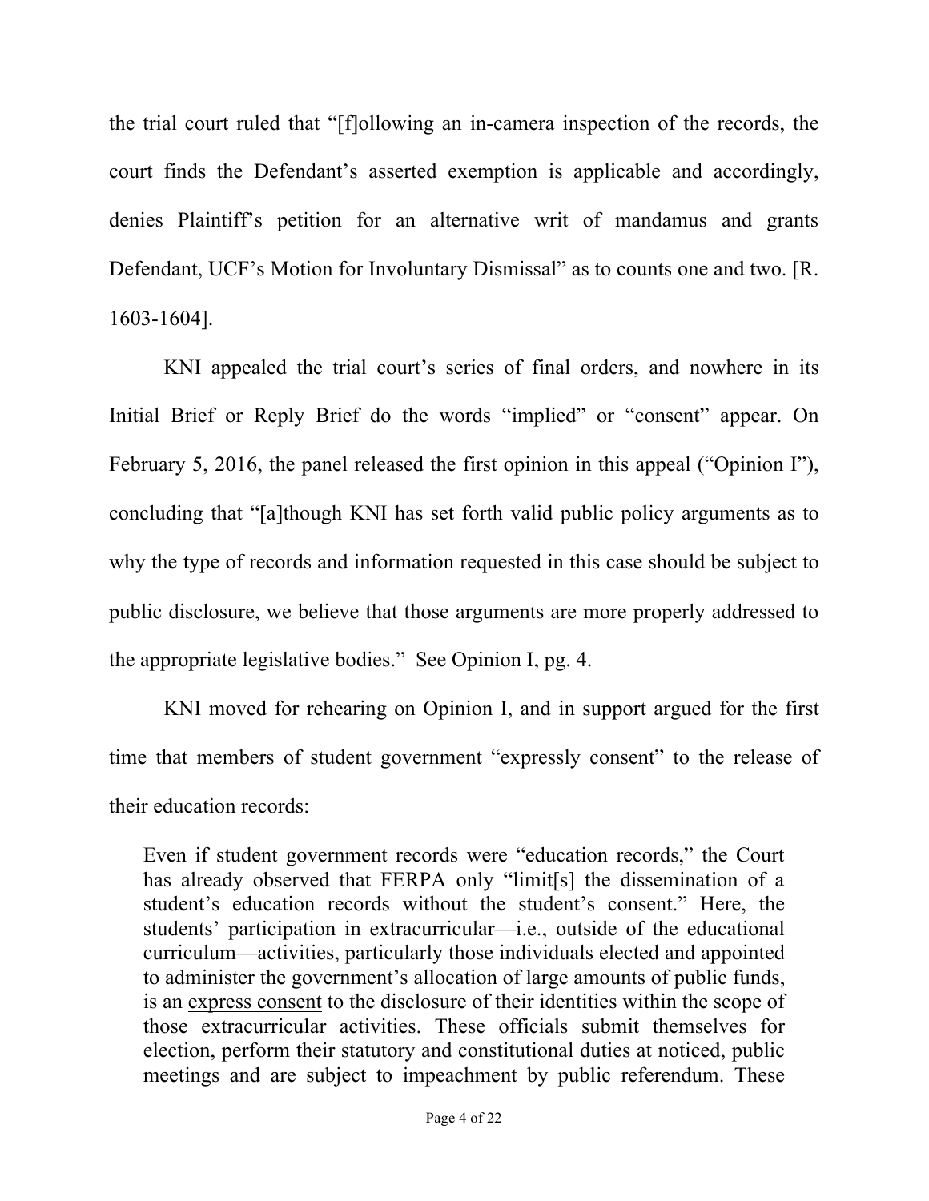the trial court ruled that "[f]ollowing an in-camera inspection of the records, the court finds the Defendant's asserted exemption is applicable and accordingly, denies Plaintiff's petition for an alternative writ of mandamus and grants Defendant, UCF's Motion for Involuntary Dismissal" as to counts one and two. [R. 1603-1604].

KNI appealed the trial court's series of final orders, and nowhere in its Initial Brief or Reply Brief do the words "implied" or "consent" appear. On February 5, 2016, the panel released the first opinion in this appeal ("Opinion I"), concluding that "[a]though KNI has set forth valid public policy arguments as to why the type of records and information requested in this case should be subject to public disclosure, we believe that those arguments are more properly addressed to the appropriate legislative bodies." See Opinion I, pg. 4.

KNI moved for rehearing on Opinion I, and in support argued for the first time that members of student government "expressly consent" to the release of their education records:

> Even if student government records were "education records," the Court has already observed that FERPA only "limit[s] the dissemination of a student's education records without the student's consent." Here, the students' participation in extracurricular—i.e., outside of the educational curriculum—activities, particularly those individuals elected and appointed to administer the government's allocation of large amounts of public funds, is an <u>express consent</u> to the disclosure of their identities within the scope of those extracurricular activities. These officials submit themselves for election, perform their statutory and constitutional duties at noticed, public meetings and are subject to impeachment by public referendum. These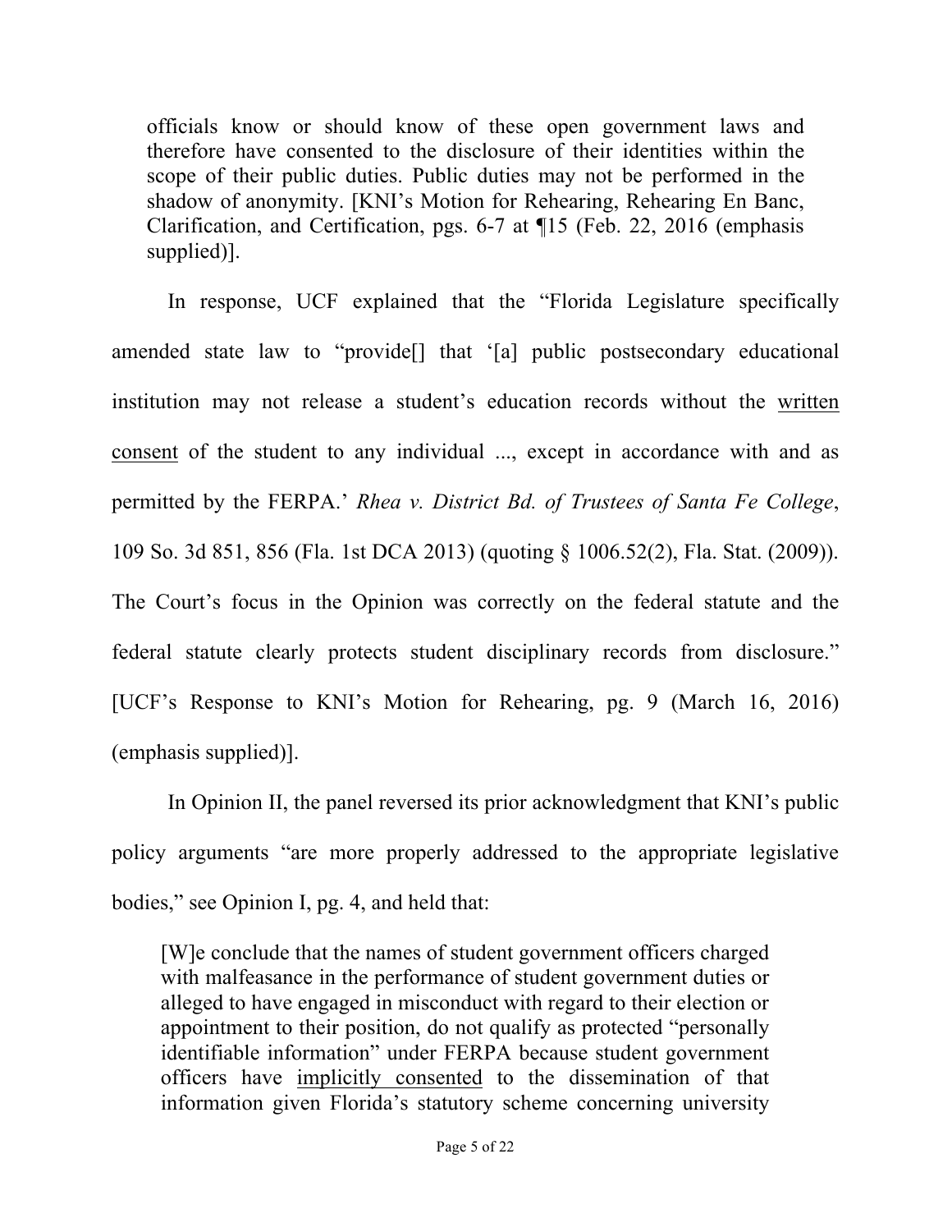> officials know or should know of these open government laws and therefore have consented to the disclosure of their identities within the scope of their public duties. Public duties may not be performed in the shadow of anonymity. [KNI's Motion for Rehearing, Rehearing En Banc, Clarification, and Certification, pgs. 6-7 at ¶15 (Feb. 22, 2016 (emphasis supplied)].

In response, UCF explained that the "Florida Legislature specifically amended state law to "provide[] that '[a] public postsecondary educational institution may not release a student's education records without the <u>written consent</u> of the student to any individual ..., except in accordance with and as permitted by the FERPA.' *Rhea v. District Bd. of Trustees of Santa Fe College*, 109 So. 3d 851, 856 (Fla. 1st DCA 2013) (quoting § 1006.52(2), Fla. Stat. (2009)). The Court's focus in the Opinion was correctly on the federal statute and the federal statute clearly protects student disciplinary records from disclosure." [UCF's Response to KNI's Motion for Rehearing, pg. 9 (March 16, 2016) (emphasis supplied)].

In Opinion II, the panel reversed its prior acknowledgment that KNI's public policy arguments "are more properly addressed to the appropriate legislative bodies," see Opinion I, pg. 4, and held that:

> [W]e conclude that the names of student government officers charged with malfeasance in the performance of student government duties or alleged to have engaged in misconduct with regard to their election or appointment to their position, do not qualify as protected "personally identifiable information" under FERPA because student government officers have <u>implicitly consented</u> to the dissemination of that information given Florida's statutory scheme concerning university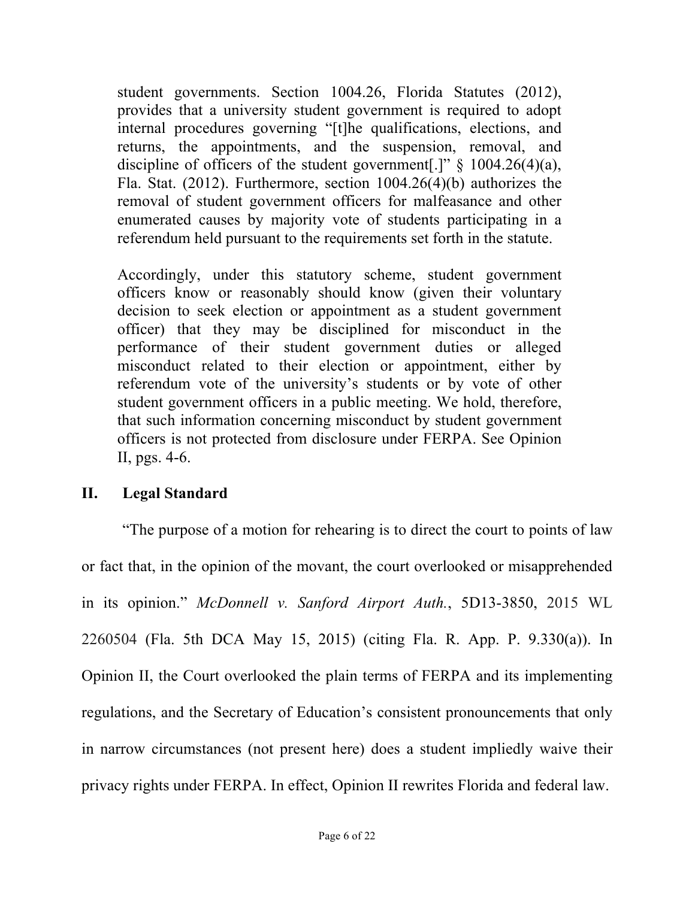> student governments. Section 1004.26, Florida Statutes (2012), provides that a university student government is required to adopt internal procedures governing "[t]he qualifications, elections, and returns, the appointments, and the suspension, removal, and discipline of officers of the student government[.]" § 1004.26(4)(a), Fla. Stat. (2012). Furthermore, section 1004.26(4)(b) authorizes the removal of student government officers for malfeasance and other enumerated causes by majority vote of students participating in a referendum held pursuant to the requirements set forth in the statute.
>
> Accordingly, under this statutory scheme, student government officers know or reasonably should know (given their voluntary decision to seek election or appointment as a student government officer) that they may be disciplined for misconduct in the performance of their student government duties or alleged misconduct related to their election or appointment, either by referendum vote of the university's students or by vote of other student government officers in a public meeting. We hold, therefore, that such information concerning misconduct by student government officers is not protected from disclosure under FERPA. See Opinion II, pgs. 4-6.

## II. Legal Standard

"The purpose of a motion for rehearing is to direct the court to points of law or fact that, in the opinion of the movant, the court overlooked or misapprehended in its opinion." *McDonnell v. Sanford Airport Auth.*, 5D13-3850, 2015 WL 2260504 (Fla. 5th DCA May 15, 2015) (citing Fla. R. App. P. 9.330(a)). In Opinion II, the Court overlooked the plain terms of FERPA and its implementing regulations, and the Secretary of Education's consistent pronouncements that only in narrow circumstances (not present here) does a student impliedly waive their privacy rights under FERPA. In effect, Opinion II rewrites Florida and federal law.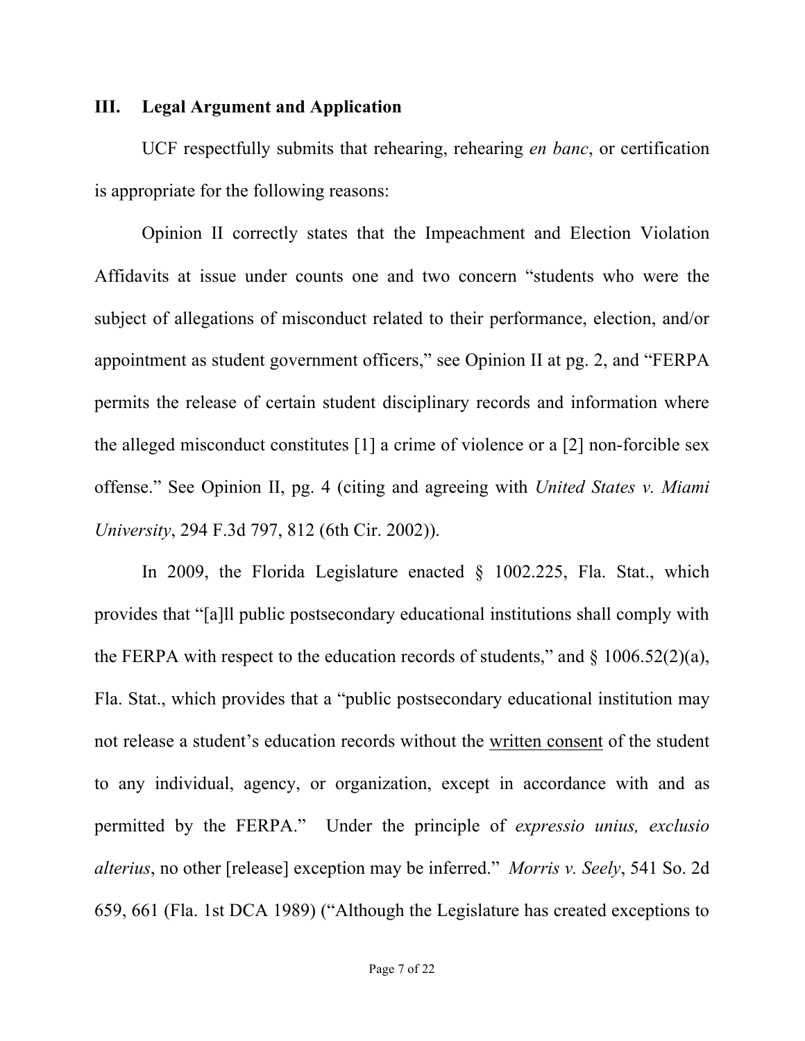## III. Legal Argument and Application

UCF respectfully submits that rehearing, rehearing *en banc*, or certification is appropriate for the following reasons:

Opinion II correctly states that the Impeachment and Election Violation Affidavits at issue under counts one and two concern "students who were the subject of allegations of misconduct related to their performance, election, and/or appointment as student government officers," see Opinion II at pg. 2, and "FERPA permits the release of certain student disciplinary records and information where the alleged misconduct constitutes [1] a crime of violence or a [2] non-forcible sex offense." See Opinion II, pg. 4 (citing and agreeing with *United States v. Miami University*, 294 F.3d 797, 812 (6th Cir. 2002)).

In 2009, the Florida Legislature enacted § 1002.225, Fla. Stat., which provides that "[a]ll public postsecondary educational institutions shall comply with the FERPA with respect to the education records of students," and § 1006.52(2)(a), Fla. Stat., which provides that a "public postsecondary educational institution may not release a student's education records without the <u>written consent</u> of the student to any individual, agency, or organization, except in accordance with and as permitted by the FERPA." Under the principle of *expressio unius, exclusio alterius*, no other [release] exception may be inferred." *Morris v. Seely*, 541 So. 2d 659, 661 (Fla. 1st DCA 1989) ("Although the Legislature has created exceptions to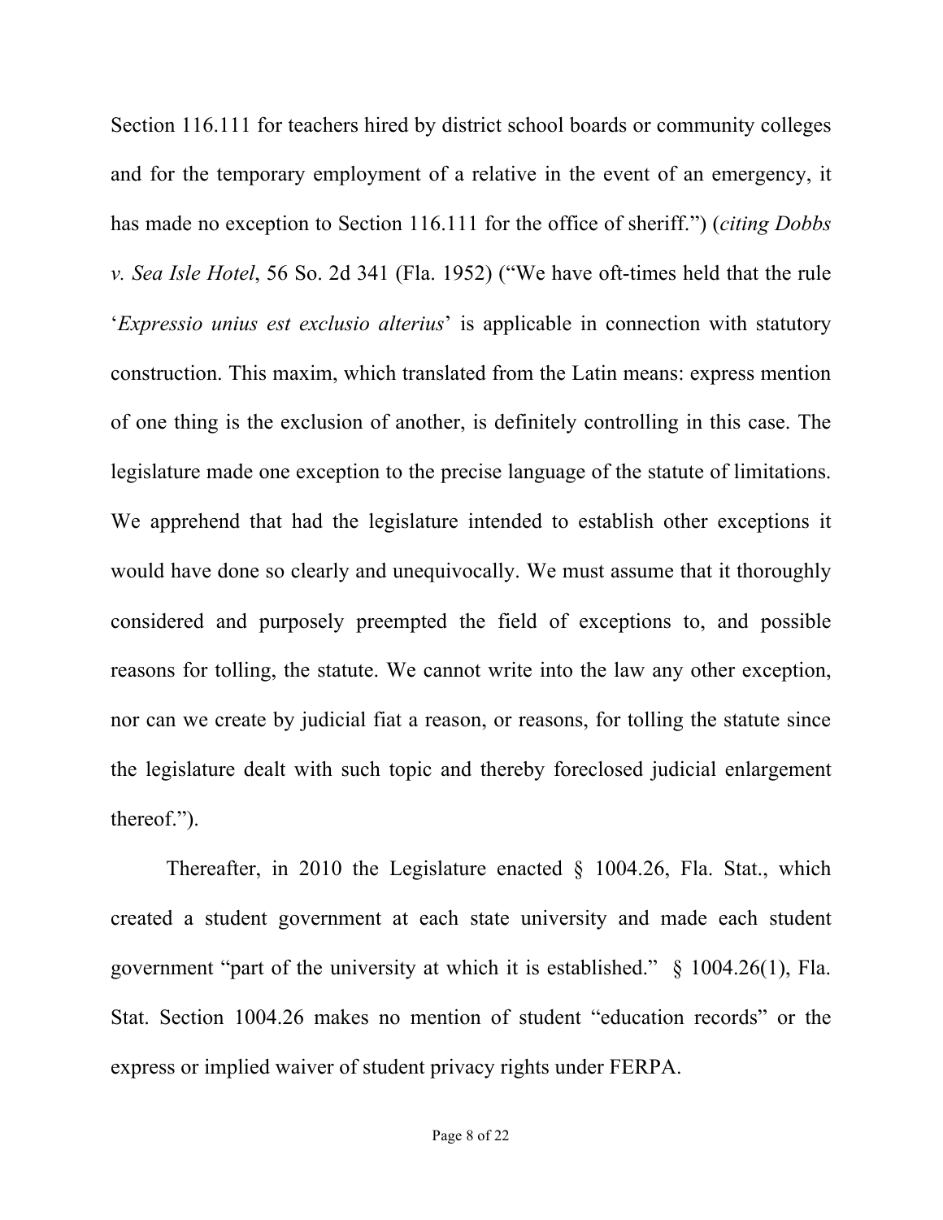Section 116.111 for teachers hired by district school boards or community colleges and for the temporary employment of a relative in the event of an emergency, it has made no exception to Section 116.111 for the office of sheriff.") (*citing Dobbs v. Sea Isle Hotel*, 56 So. 2d 341 (Fla. 1952) ("We have oft-times held that the rule '*Expressio unius est exclusio alterius*' is applicable in connection with statutory construction. This maxim, which translated from the Latin means: express mention of one thing is the exclusion of another, is definitely controlling in this case. The legislature made one exception to the precise language of the statute of limitations. We apprehend that had the legislature intended to establish other exceptions it would have done so clearly and unequivocally. We must assume that it thoroughly considered and purposely preempted the field of exceptions to, and possible reasons for tolling, the statute. We cannot write into the law any other exception, nor can we create by judicial fiat a reason, or reasons, for tolling the statute since the legislature dealt with such topic and thereby foreclosed judicial enlargement thereof.").

Thereafter, in 2010 the Legislature enacted § 1004.26, Fla. Stat., which created a student government at each state university and made each student government "part of the university at which it is established." § 1004.26(1), Fla. Stat. Section 1004.26 makes no mention of student "education records" or the express or implied waiver of student privacy rights under FERPA.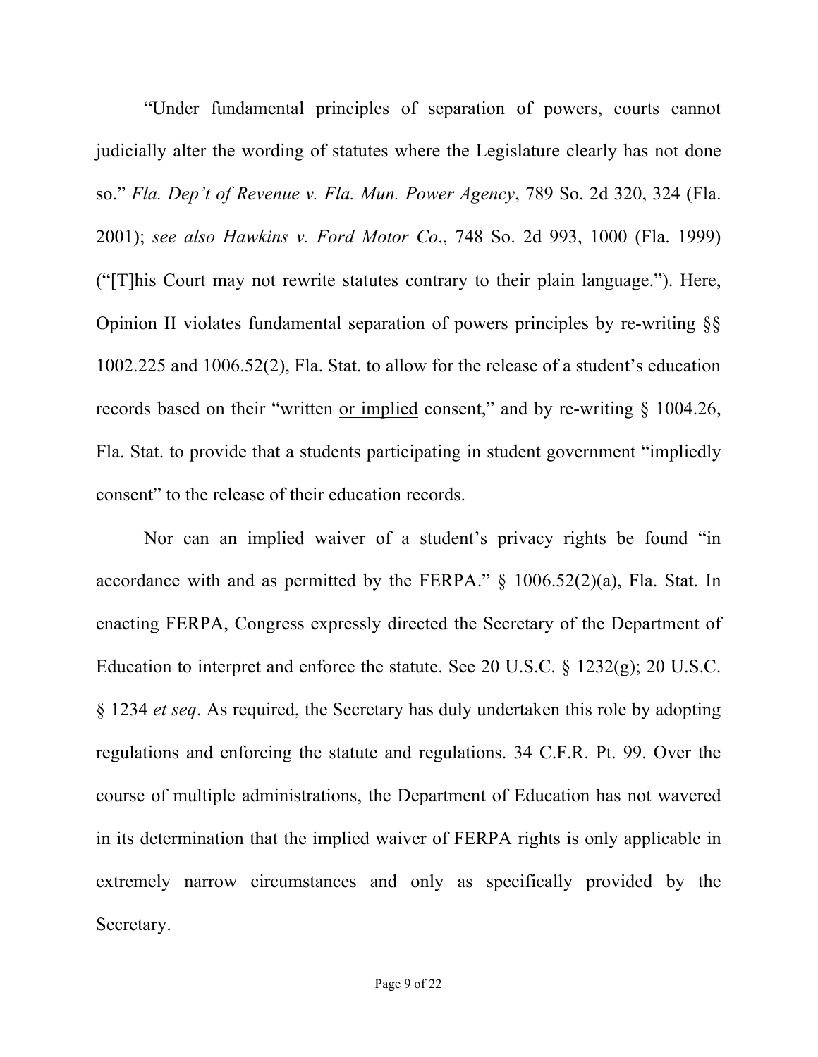"Under fundamental principles of separation of powers, courts cannot judicially alter the wording of statutes where the Legislature clearly has not done so." *Fla. Dep't of Revenue v. Fla. Mun. Power Agency*, 789 So. 2d 320, 324 (Fla. 2001); *see also Hawkins v. Ford Motor Co*., 748 So. 2d 993, 1000 (Fla. 1999) ("[T]his Court may not rewrite statutes contrary to their plain language."). Here, Opinion II violates fundamental separation of powers principles by re-writing §§ 1002.225 and 1006.52(2), Fla. Stat. to allow for the release of a student's education records based on their "written <u>or implied</u> consent," and by re-writing § 1004.26, Fla. Stat. to provide that a students participating in student government "impliedly consent" to the release of their education records.

Nor can an implied waiver of a student's privacy rights be found "in accordance with and as permitted by the FERPA." § 1006.52(2)(a), Fla. Stat. In enacting FERPA, Congress expressly directed the Secretary of the Department of Education to interpret and enforce the statute. See 20 U.S.C. § 1232(g); 20 U.S.C. § 1234 *et seq*. As required, the Secretary has duly undertaken this role by adopting regulations and enforcing the statute and regulations. 34 C.F.R. Pt. 99. Over the course of multiple administrations, the Department of Education has not wavered in its determination that the implied waiver of FERPA rights is only applicable in extremely narrow circumstances and only as specifically provided by the Secretary.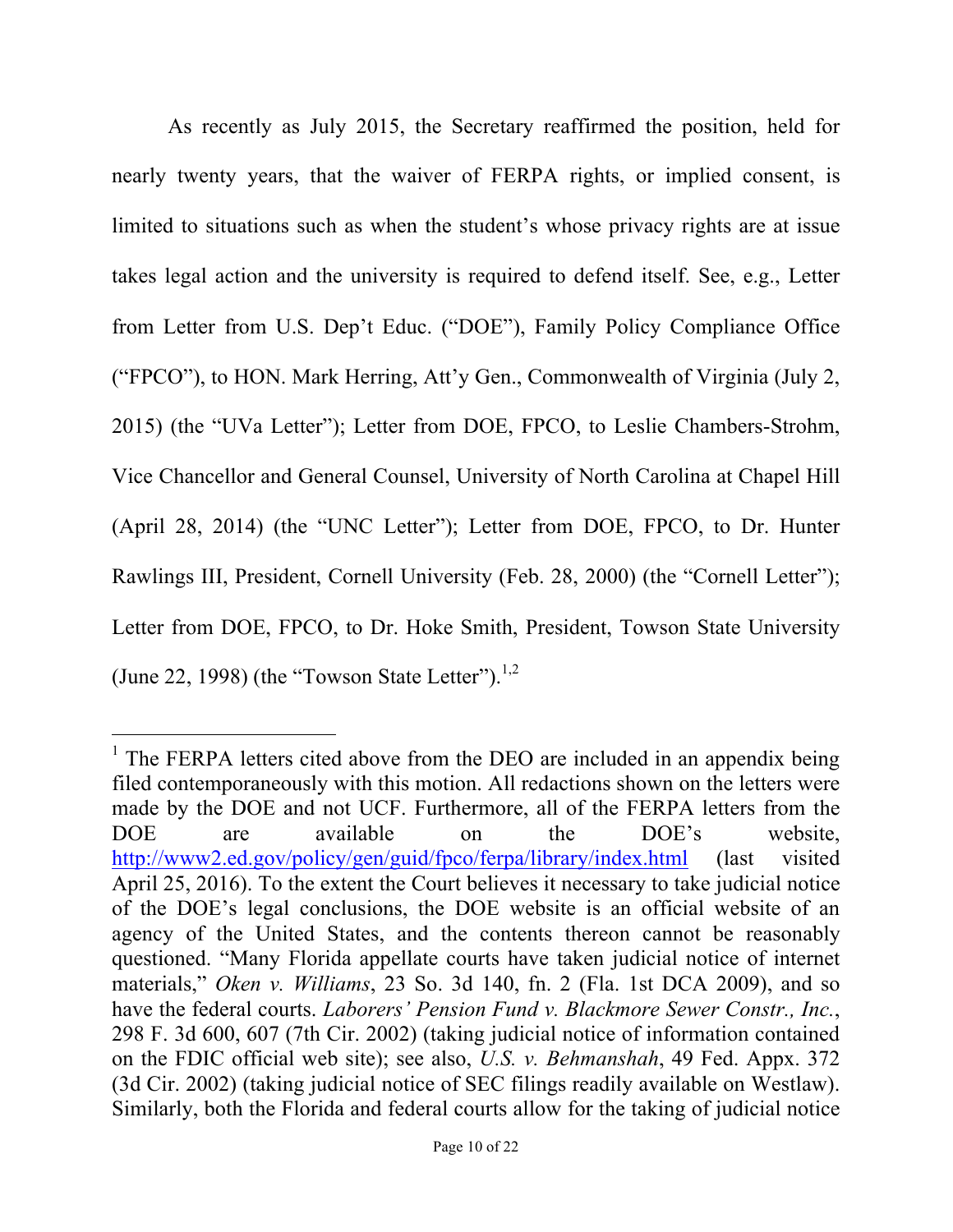As recently as July 2015, the Secretary reaffirmed the position, held for nearly twenty years, that the waiver of FERPA rights, or implied consent, is limited to situations such as when the student's whose privacy rights are at issue takes legal action and the university is required to defend itself. See, e.g., Letter from Letter from U.S. Dep't Educ. ("DOE"), Family Policy Compliance Office ("FPCO"), to HON. Mark Herring, Att'y Gen., Commonwealth of Virginia (July 2, 2015) (the "UVa Letter"); Letter from DOE, FPCO, to Leslie Chambers-Strohm, Vice Chancellor and General Counsel, University of North Carolina at Chapel Hill (April 28, 2014) (the "UNC Letter"); Letter from DOE, FPCO, to Dr. Hunter Rawlings III, President, Cornell University (Feb. 28, 2000) (the "Cornell Letter"); Letter from DOE, FPCO, to Dr. Hoke Smith, President, Towson State University (June 22, 1998) (the "Towson State Letter").[1,2]

---

[1] The FERPA letters cited above from the DEO are included in an appendix being filed contemporaneously with this motion. All redactions shown on the letters were made by the DOE and not UCF. Furthermore, all of the FERPA letters from the DOE are available on the DOE's website, http://www2.ed.gov/policy/gen/guid/fpco/ferpa/library/index.html (last visited April 25, 2016). To the extent the Court believes it necessary to take judicial notice of the DOE's legal conclusions, the DOE website is an official website of an agency of the United States, and the contents thereon cannot be reasonably questioned. "Many Florida appellate courts have taken judicial notice of internet materials," *Oken v. Williams*, 23 So. 3d 140, fn. 2 (Fla. 1st DCA 2009), and so have the federal courts. *Laborers' Pension Fund v. Blackmore Sewer Constr., Inc.*, 298 F. 3d 600, 607 (7th Cir. 2002) (taking judicial notice of information contained on the FDIC official web site); see also, *U.S. v. Behmanshah*, 49 Fed. Appx. 372 (3d Cir. 2002) (taking judicial notice of SEC filings readily available on Westlaw). Similarly, both the Florida and federal courts allow for the taking of judicial notice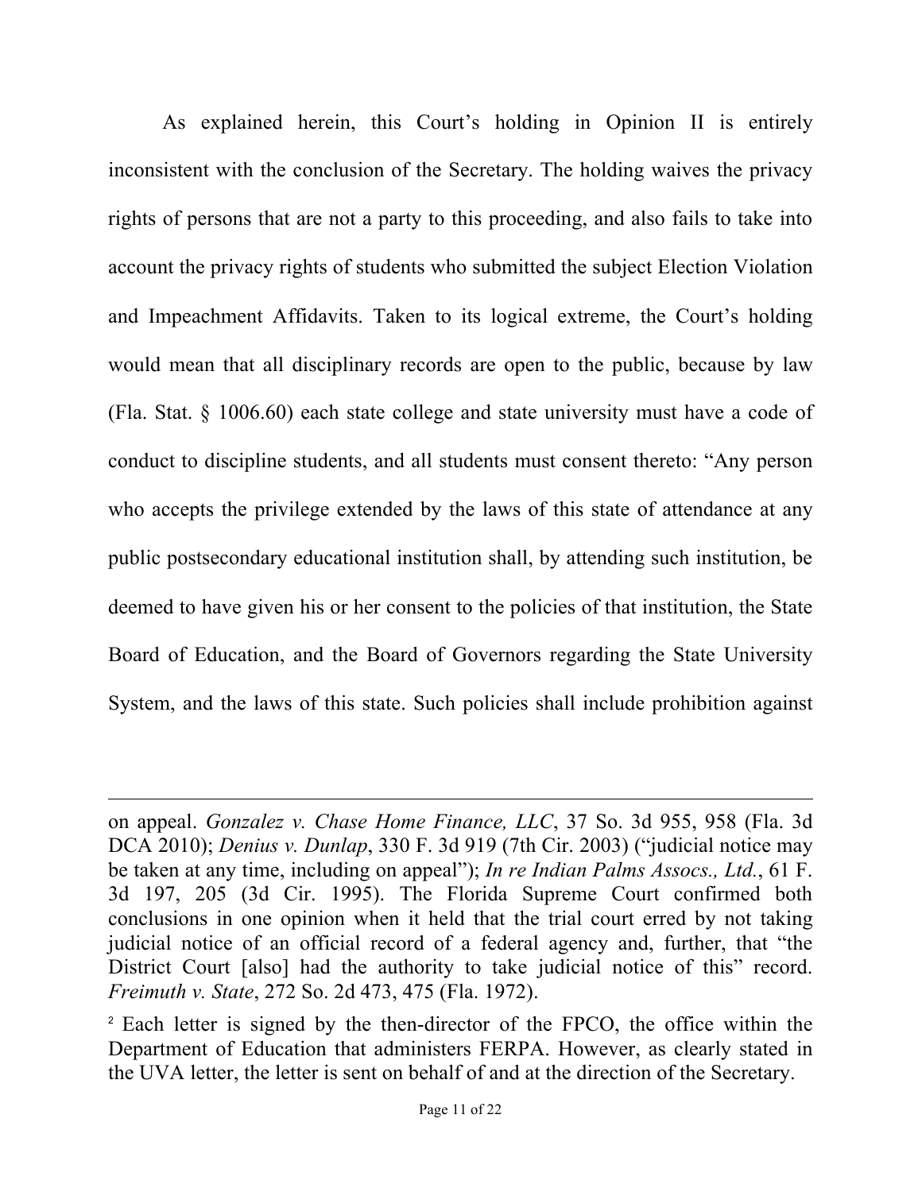As explained herein, this Court's holding in Opinion II is entirely inconsistent with the conclusion of the Secretary. The holding waives the privacy rights of persons that are not a party to this proceeding, and also fails to take into account the privacy rights of students who submitted the subject Election Violation and Impeachment Affidavits. Taken to its logical extreme, the Court's holding would mean that all disciplinary records are open to the public, because by law (Fla. Stat. § 1006.60) each state college and state university must have a code of conduct to discipline students, and all students must consent thereto: "Any person who accepts the privilege extended by the laws of this state of attendance at any public postsecondary educational institution shall, by attending such institution, be deemed to have given his or her consent to the policies of that institution, the State Board of Education, and the Board of Governors regarding the State University System, and the laws of this state. Such policies shall include prohibition against

---

on appeal. *Gonzalez v. Chase Home Finance, LLC*, 37 So. 3d 955, 958 (Fla. 3d DCA 2010); *Denius v. Dunlap*, 330 F. 3d 919 (7th Cir. 2003) ("judicial notice may be taken at any time, including on appeal"); *In re Indian Palms Assocs., Ltd.*, 61 F. 3d 197, 205 (3d Cir. 1995). The Florida Supreme Court confirmed both conclusions in one opinion when it held that the trial court erred by not taking judicial notice of an official record of a federal agency and, further, that "the District Court [also] had the authority to take judicial notice of this" record. *Freimuth v. State*, 272 So. 2d 473, 475 (Fla. 1972).

[2] Each letter is signed by the then-director of the FPCO, the office within the Department of Education that administers FERPA. However, as clearly stated in the UVA letter, the letter is sent on behalf of and at the direction of the Secretary.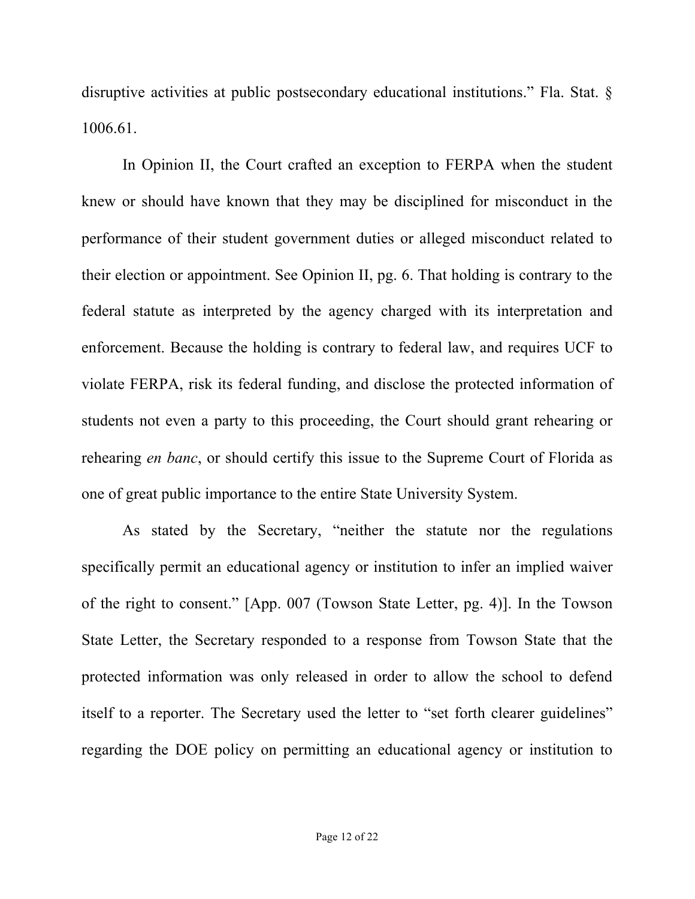disruptive activities at public postsecondary educational institutions." Fla. Stat. § 1006.61.

In Opinion II, the Court crafted an exception to FERPA when the student knew or should have known that they may be disciplined for misconduct in the performance of their student government duties or alleged misconduct related to their election or appointment. See Opinion II, pg. 6. That holding is contrary to the federal statute as interpreted by the agency charged with its interpretation and enforcement. Because the holding is contrary to federal law, and requires UCF to violate FERPA, risk its federal funding, and disclose the protected information of students not even a party to this proceeding, the Court should grant rehearing or rehearing *en banc*, or should certify this issue to the Supreme Court of Florida as one of great public importance to the entire State University System.

As stated by the Secretary, "neither the statute nor the regulations specifically permit an educational agency or institution to infer an implied waiver of the right to consent." [App. 007 (Towson State Letter, pg. 4)]. In the Towson State Letter, the Secretary responded to a response from Towson State that the protected information was only released in order to allow the school to defend itself to a reporter. The Secretary used the letter to "set forth clearer guidelines" regarding the DOE policy on permitting an educational agency or institution to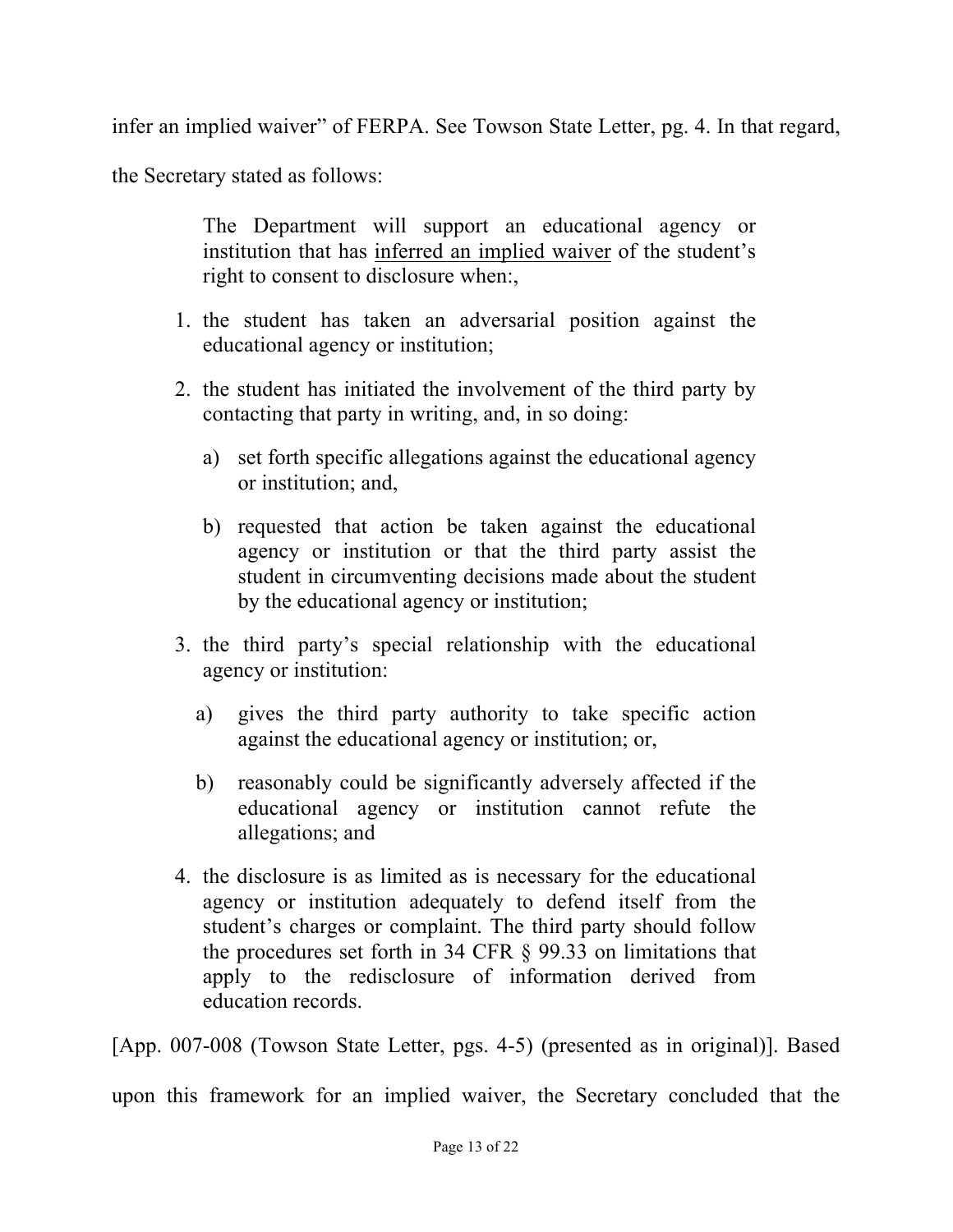infer an implied waiver" of FERPA. See Towson State Letter, pg. 4. In that regard, the Secretary stated as follows:

> The Department will support an educational agency or institution that has <u>inferred an implied waiver</u> of the student's right to consent to disclosure when:,
>
> 1. the student has taken an adversarial position against the educational agency or institution;
> 2. the student has initiated the involvement of the third party by contacting that party in writing, and, in so doing:
>    a) set forth specific allegations against the educational agency or institution; and,
>    b) requested that action be taken against the educational agency or institution or that the third party assist the student in circumventing decisions made about the student by the educational agency or institution;
> 3. the third party's special relationship with the educational agency or institution:
>    a) gives the third party authority to take specific action against the educational agency or institution; or,
>    b) reasonably could be significantly adversely affected if the educational agency or institution cannot refute the allegations; and
> 4. the disclosure is as limited as is necessary for the educational agency or institution adequately to defend itself from the student's charges or complaint. The third party should follow the procedures set forth in 34 CFR § 99.33 on limitations that apply to the redisclosure of information derived from education records.

[App. 007-008 (Towson State Letter, pgs. 4-5) (presented as in original)]. Based upon this framework for an implied waiver, the Secretary concluded that the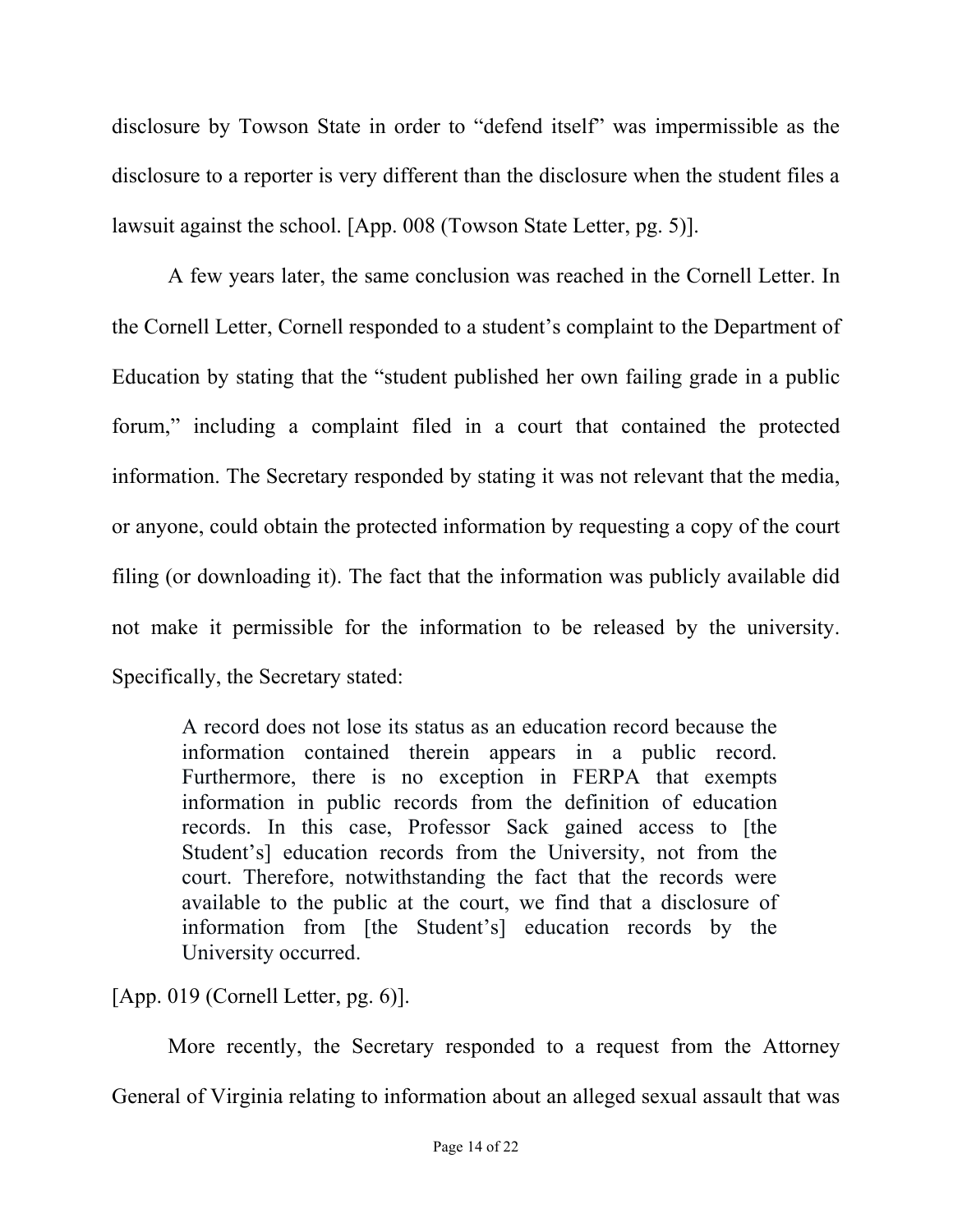disclosure by Towson State in order to "defend itself" was impermissible as the disclosure to a reporter is very different than the disclosure when the student files a lawsuit against the school. [App. 008 (Towson State Letter, pg. 5)].

A few years later, the same conclusion was reached in the Cornell Letter. In the Cornell Letter, Cornell responded to a student's complaint to the Department of Education by stating that the "student published her own failing grade in a public forum," including a complaint filed in a court that contained the protected information. The Secretary responded by stating it was not relevant that the media, or anyone, could obtain the protected information by requesting a copy of the court filing (or downloading it). The fact that the information was publicly available did not make it permissible for the information to be released by the university. Specifically, the Secretary stated:

> A record does not lose its status as an education record because the information contained therein appears in a public record. Furthermore, there is no exception in FERPA that exempts information in public records from the definition of education records. In this case, Professor Sack gained access to [the Student's] education records from the University, not from the court. Therefore, notwithstanding the fact that the records were available to the public at the court, we find that a disclosure of information from [the Student's] education records by the University occurred.

[App. 019 (Cornell Letter, pg. 6)].

More recently, the Secretary responded to a request from the Attorney General of Virginia relating to information about an alleged sexual assault that was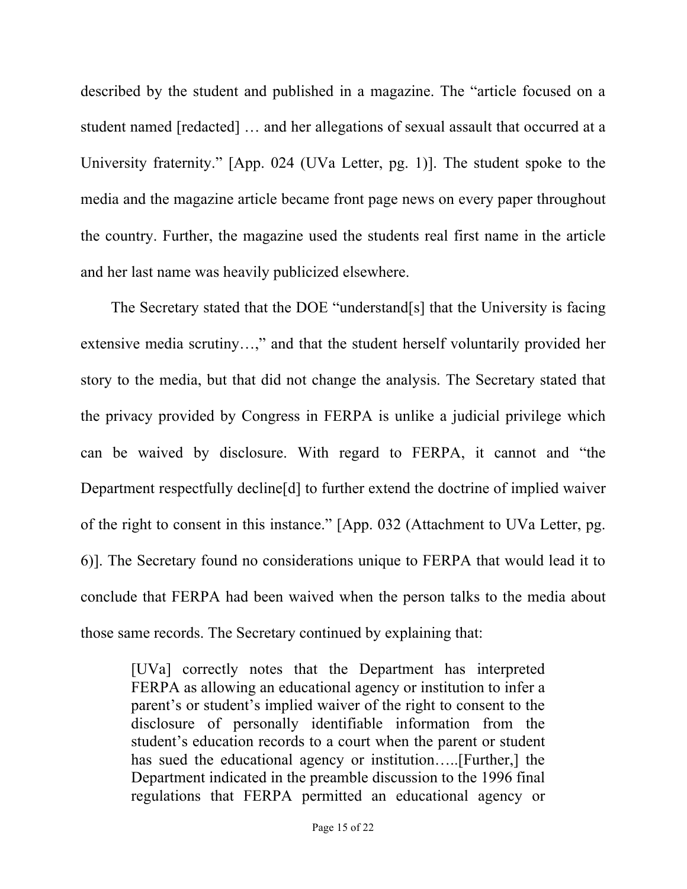described by the student and published in a magazine. The "article focused on a student named [redacted] … and her allegations of sexual assault that occurred at a University fraternity." [App. 024 (UVa Letter, pg. 1)]. The student spoke to the media and the magazine article became front page news on every paper throughout the country. Further, the magazine used the students real first name in the article and her last name was heavily publicized elsewhere.

The Secretary stated that the DOE "understand[s] that the University is facing extensive media scrutiny…," and that the student herself voluntarily provided her story to the media, but that did not change the analysis. The Secretary stated that the privacy provided by Congress in FERPA is unlike a judicial privilege which can be waived by disclosure. With regard to FERPA, it cannot and "the Department respectfully decline[d] to further extend the doctrine of implied waiver of the right to consent in this instance." [App. 032 (Attachment to UVa Letter, pg. 6)]. The Secretary found no considerations unique to FERPA that would lead it to conclude that FERPA had been waived when the person talks to the media about those same records. The Secretary continued by explaining that:

> [UVa] correctly notes that the Department has interpreted FERPA as allowing an educational agency or institution to infer a parent's or student's implied waiver of the right to consent to the disclosure of personally identifiable information from the student's education records to a court when the parent or student has sued the educational agency or institution…..[Further,] the Department indicated in the preamble discussion to the 1996 final regulations that FERPA permitted an educational agency or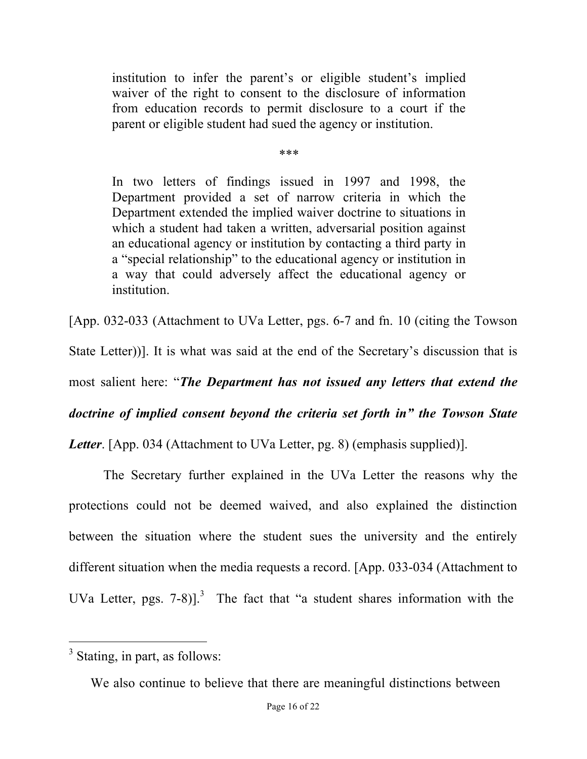> institution to infer the parent's or eligible student's implied waiver of the right to consent to the disclosure of information from education records to permit disclosure to a court if the parent or eligible student had sued the agency or institution.
>
> \*\*\*
>
> In two letters of findings issued in 1997 and 1998, the Department provided a set of narrow criteria in which the Department extended the implied waiver doctrine to situations in which a student had taken a written, adversarial position against an educational agency or institution by contacting a third party in a "special relationship" to the educational agency or institution in a way that could adversely affect the educational agency or institution.

[App. 032-033 (Attachment to UVa Letter, pgs. 6-7 and fn. 10 (citing the Towson State Letter))]. It is what was said at the end of the Secretary's discussion that is most salient here: "***The Department has not issued any letters that extend the doctrine of implied consent beyond the criteria set forth in" the Towson State Letter***. [App. 034 (Attachment to UVa Letter, pg. 8) (emphasis supplied)].

The Secretary further explained in the UVa Letter the reasons why the protections could not be deemed waived, and also explained the distinction between the situation where the student sues the university and the entirely different situation when the media requests a record. [App. 033-034 (Attachment to UVa Letter, pgs. 7-8)].[3] The fact that "a student shares information with the

---

[3] Stating, in part, as follows:

> We also continue to believe that there are meaningful distinctions between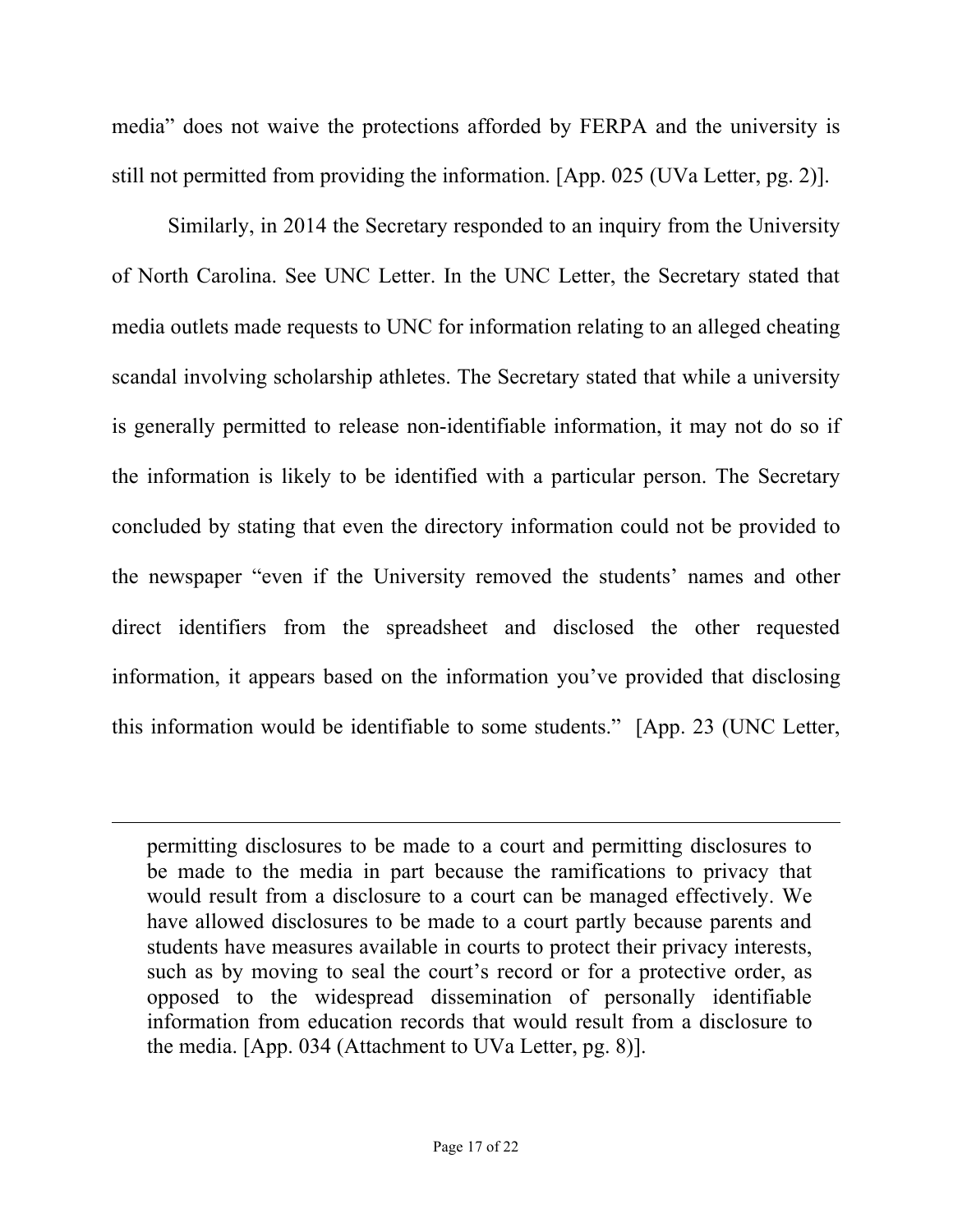media" does not waive the protections afforded by FERPA and the university is still not permitted from providing the information. [App. 025 (UVa Letter, pg. 2)].

Similarly, in 2014 the Secretary responded to an inquiry from the University of North Carolina. See UNC Letter. In the UNC Letter, the Secretary stated that media outlets made requests to UNC for information relating to an alleged cheating scandal involving scholarship athletes. The Secretary stated that while a university is generally permitted to release non-identifiable information, it may not do so if the information is likely to be identified with a particular person. The Secretary concluded by stating that even the directory information could not be provided to the newspaper "even if the University removed the students' names and other direct identifiers from the spreadsheet and disclosed the other requested information, it appears based on the information you've provided that disclosing this information would be identifiable to some students." [App. 23 (UNC Letter,

---

permitting disclosures to be made to a court and permitting disclosures to be made to the media in part because the ramifications to privacy that would result from a disclosure to a court can be managed effectively. We have allowed disclosures to be made to a court partly because parents and students have measures available in courts to protect their privacy interests, such as by moving to seal the court's record or for a protective order, as opposed to the widespread dissemination of personally identifiable information from education records that would result from a disclosure to the media. [App. 034 (Attachment to UVa Letter, pg. 8)].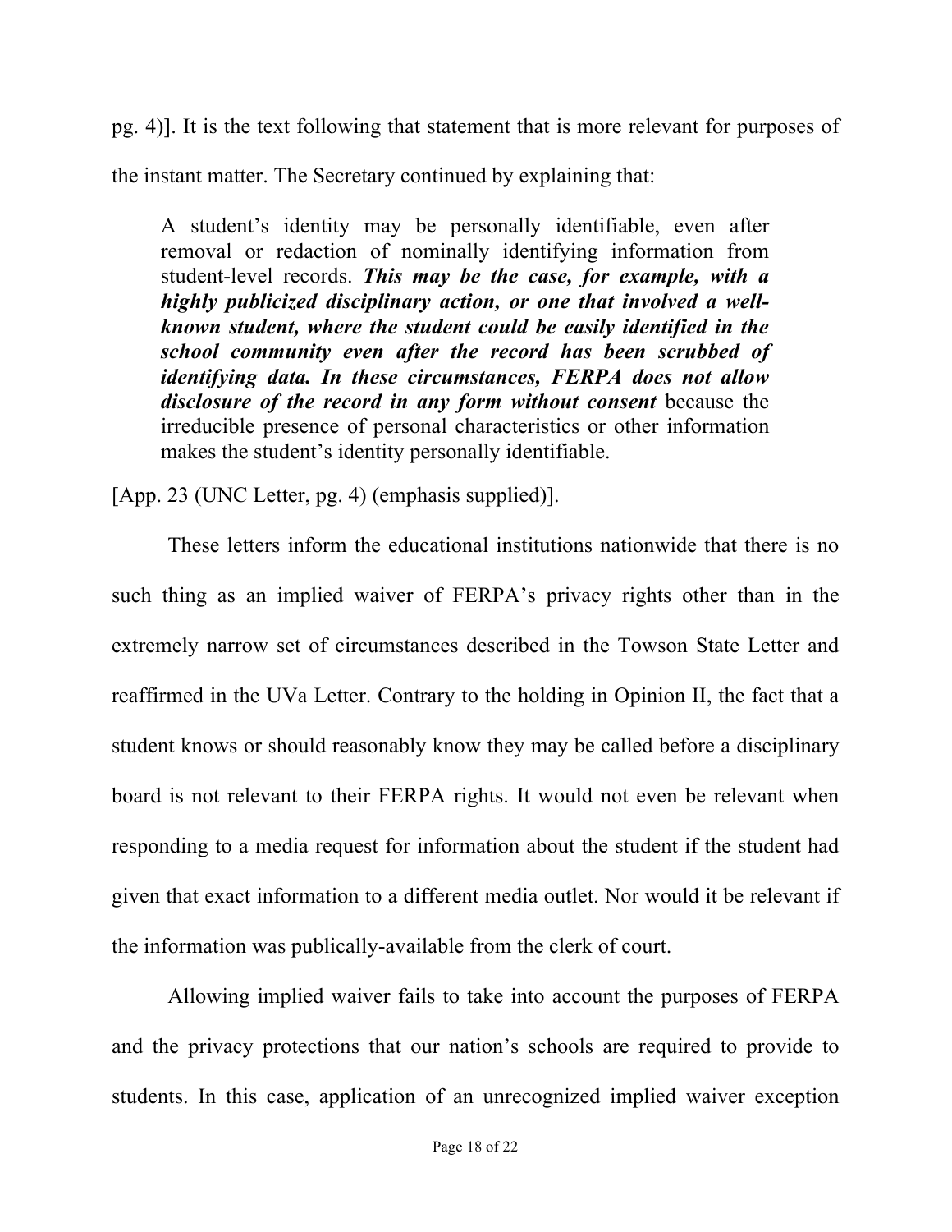pg. 4)]. It is the text following that statement that is more relevant for purposes of the instant matter. The Secretary continued by explaining that:

> A student's identity may be personally identifiable, even after removal or redaction of nominally identifying information from student-level records. ***This may be the case, for example, with a highly publicized disciplinary action, or one that involved a well-known student, where the student could be easily identified in the school community even after the record has been scrubbed of identifying data. In these circumstances, FERPA does not allow disclosure of the record in any form without consent*** because the irreducible presence of personal characteristics or other information makes the student's identity personally identifiable.

[App. 23 (UNC Letter, pg. 4) (emphasis supplied)].

These letters inform the educational institutions nationwide that there is no such thing as an implied waiver of FERPA's privacy rights other than in the extremely narrow set of circumstances described in the Towson State Letter and reaffirmed in the UVa Letter. Contrary to the holding in Opinion II, the fact that a student knows or should reasonably know they may be called before a disciplinary board is not relevant to their FERPA rights. It would not even be relevant when responding to a media request for information about the student if the student had given that exact information to a different media outlet. Nor would it be relevant if the information was publically-available from the clerk of court.

Allowing implied waiver fails to take into account the purposes of FERPA and the privacy protections that our nation's schools are required to provide to students. In this case, application of an unrecognized implied waiver exception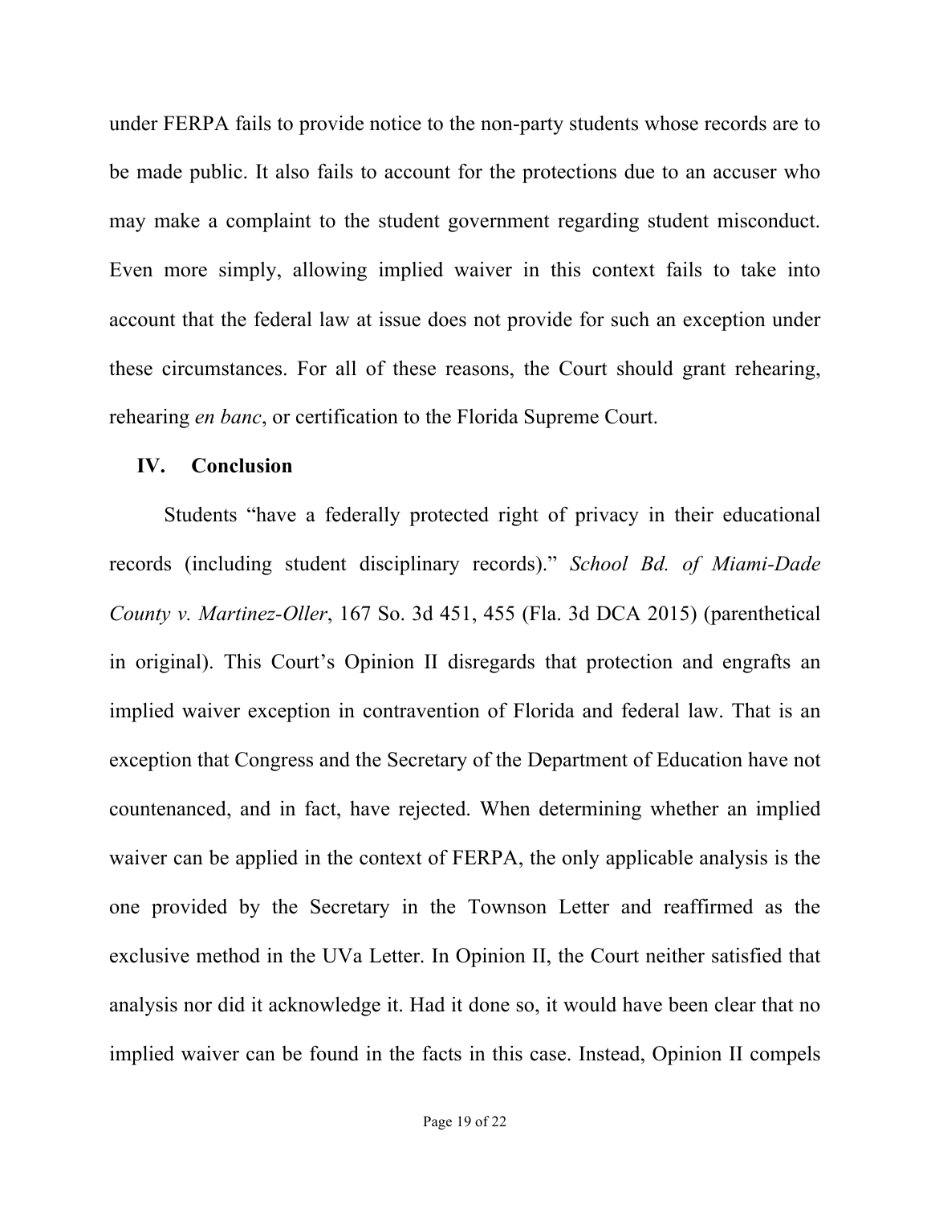under FERPA fails to provide notice to the non-party students whose records are to be made public. It also fails to account for the protections due to an accuser who may make a complaint to the student government regarding student misconduct. Even more simply, allowing implied waiver in this context fails to take into account that the federal law at issue does not provide for such an exception under these circumstances. For all of these reasons, the Court should grant rehearing, rehearing *en banc*, or certification to the Florida Supreme Court.

## IV. Conclusion

Students "have a federally protected right of privacy in their educational records (including student disciplinary records)." *School Bd. of Miami-Dade County v. Martinez-Oller*, 167 So. 3d 451, 455 (Fla. 3d DCA 2015) (parenthetical in original). This Court's Opinion II disregards that protection and engrafts an implied waiver exception in contravention of Florida and federal law. That is an exception that Congress and the Secretary of the Department of Education have not countenanced, and in fact, have rejected. When determining whether an implied waiver can be applied in the context of FERPA, the only applicable analysis is the one provided by the Secretary in the Townson Letter and reaffirmed as the exclusive method in the UVa Letter. In Opinion II, the Court neither satisfied that analysis nor did it acknowledge it. Had it done so, it would have been clear that no implied waiver can be found in the facts in this case. Instead, Opinion II compels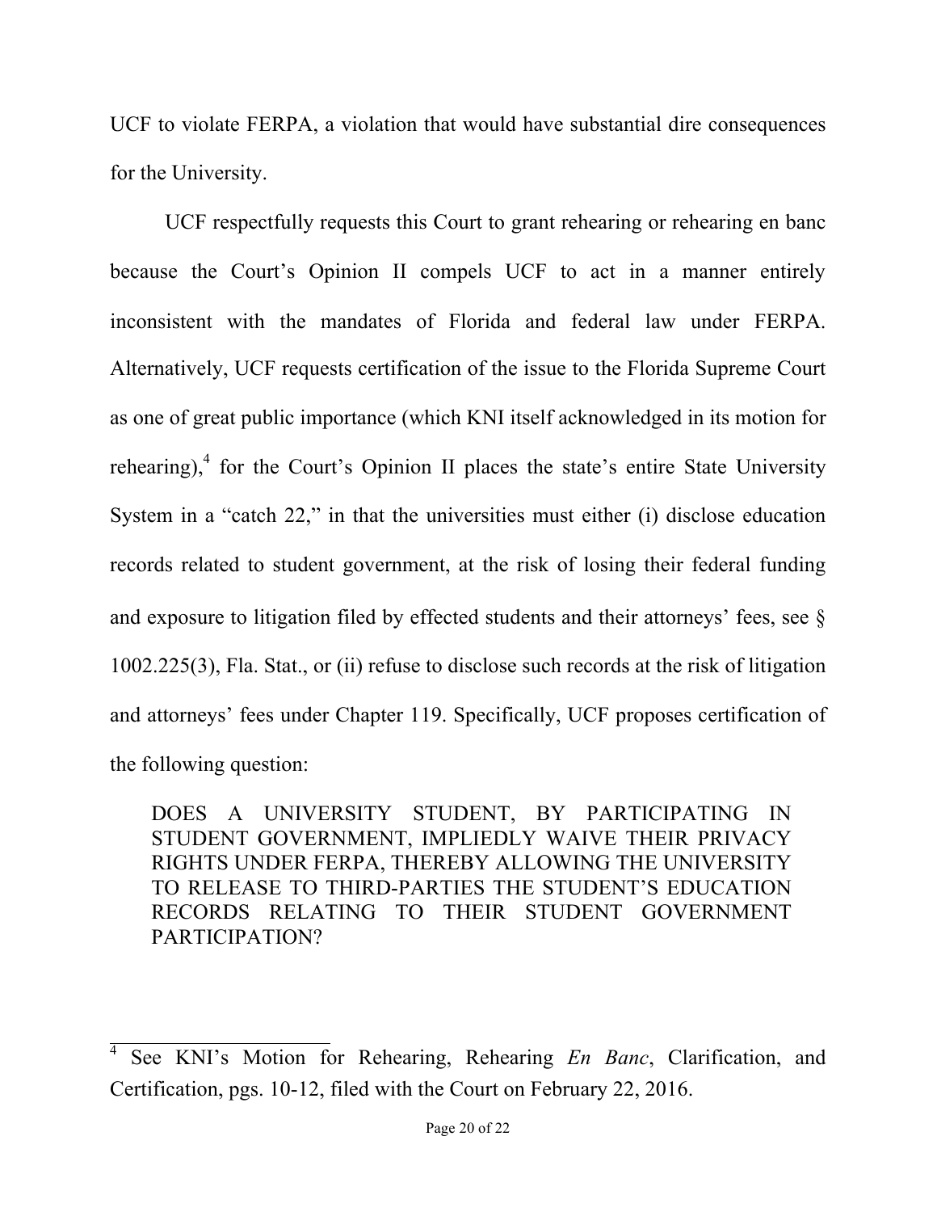UCF to violate FERPA, a violation that would have substantial dire consequences for the University.

UCF respectfully requests this Court to grant rehearing or rehearing en banc because the Court's Opinion II compels UCF to act in a manner entirely inconsistent with the mandates of Florida and federal law under FERPA. Alternatively, UCF requests certification of the issue to the Florida Supreme Court as one of great public importance (which KNI itself acknowledged in its motion for rehearing),[4] for the Court's Opinion II places the state's entire State University System in a "catch 22," in that the universities must either (i) disclose education records related to student government, at the risk of losing their federal funding and exposure to litigation filed by effected students and their attorneys' fees, see § 1002.225(3), Fla. Stat., or (ii) refuse to disclose such records at the risk of litigation and attorneys' fees under Chapter 119. Specifically, UCF proposes certification of the following question:

> DOES A UNIVERSITY STUDENT, BY PARTICIPATING IN STUDENT GOVERNMENT, IMPLIEDLY WAIVE THEIR PRIVACY RIGHTS UNDER FERPA, THEREBY ALLOWING THE UNIVERSITY TO RELEASE TO THIRD-PARTIES THE STUDENT'S EDUCATION RECORDS RELATING TO THEIR STUDENT GOVERNMENT PARTICIPATION?

---

[4] See KNI's Motion for Rehearing, Rehearing *En Banc*, Clarification, and Certification, pgs. 10-12, filed with the Court on February 22, 2016.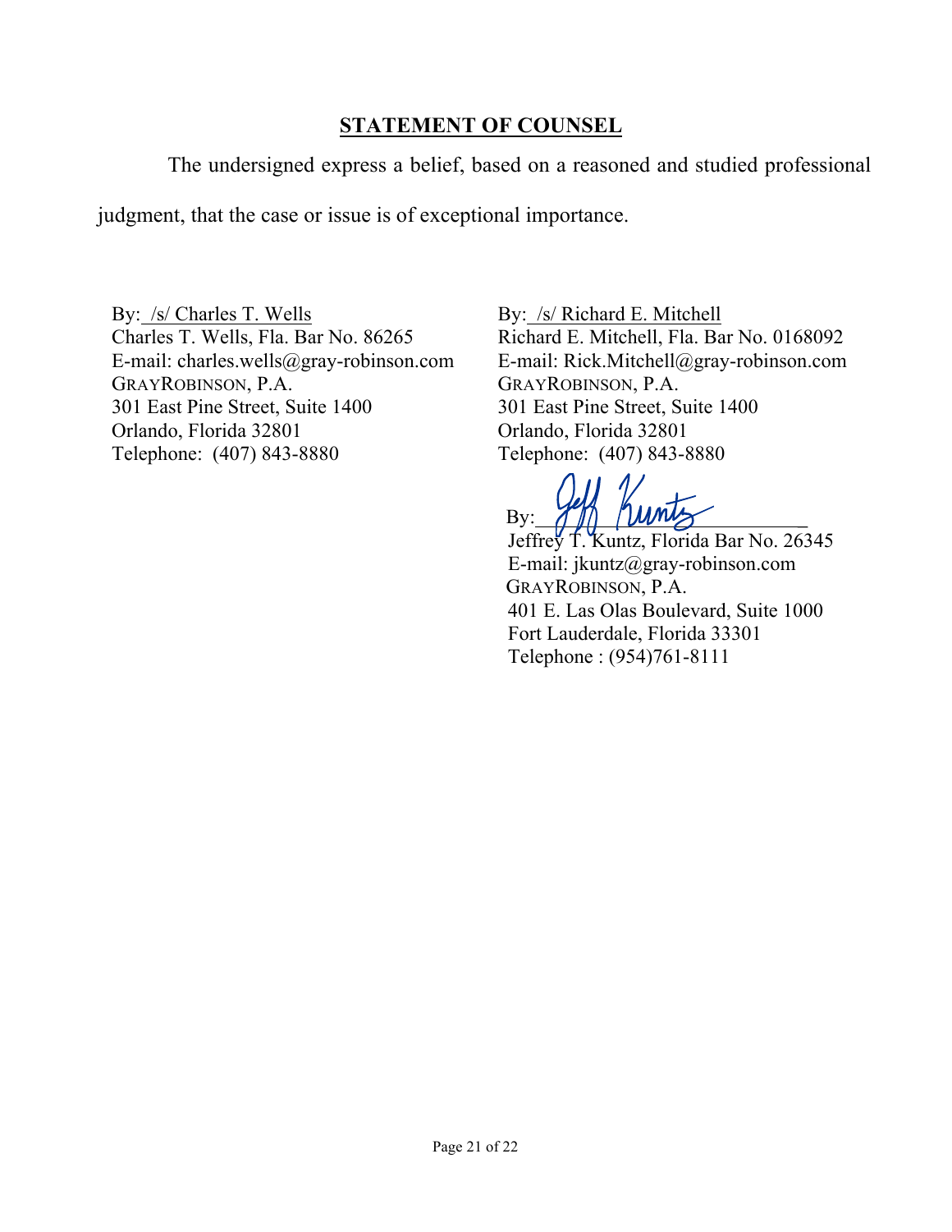## STATEMENT OF COUNSEL

The undersigned express a belief, based on a reasoned and studied professional judgment, that the case or issue is of exceptional importance.

By: /s/ Charles T. Wells
Charles T. Wells, Fla. Bar No. 86265
E-mail: charles.wells@gray-robinson.com
GRAYROBINSON, P.A.
301 East Pine Street, Suite 1400
Orlando, Florida 32801
Telephone: (407) 843-8880

By: /s/ Richard E. Mitchell
Richard E. Mitchell, Fla. Bar No. 0168092
E-mail: Rick.Mitchell@gray-robinson.com
GRAYROBINSON, P.A.
301 East Pine Street, Suite 1400
Orlando, Florida 32801
Telephone: (407) 843-8880

By: Jeff Kuntz
Jeffrey T. Kuntz, Florida Bar No. 26345
E-mail: jkuntz@gray-robinson.com
GRAYROBINSON, P.A.
401 E. Las Olas Boulevard, Suite 1000
Fort Lauderdale, Florida 33301
Telephone : (954)761-8111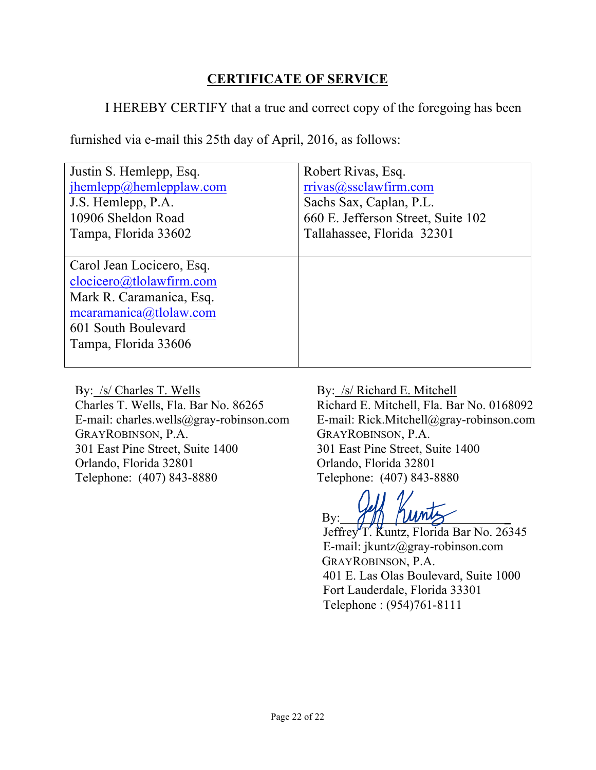## CERTIFICATE OF SERVICE

I HEREBY CERTIFY that a true and correct copy of the foregoing has been furnished via e-mail this 25th day of April, 2016, as follows:

| | |
|---|---|
| Justin S. Hemlepp, Esq.<br>jhemlepp@hemlepplaw.com<br>J.S. Hemlepp, P.A.<br>10906 Sheldon Road<br>Tampa, Florida 33602 | Robert Rivas, Esq.<br>rrivas@ssclawfirm.com<br>Sachs Sax, Caplan, P.L.<br>660 E. Jefferson Street, Suite 102<br>Tallahassee, Florida 32301 |
| Carol Jean Locicero, Esq.<br>clocicero@tlolawfirm.com<br>Mark R. Caramanica, Esq.<br>mcaramanica@tlolaw.com<br>601 South Boulevard<br>Tampa, Florida 33606 | |

By: /s/ Charles T. Wells
Charles T. Wells, Fla. Bar No. 86265
E-mail: charles.wells@gray-robinson.com
GRAYROBINSON, P.A.
301 East Pine Street, Suite 1400
Orlando, Florida 32801
Telephone: (407) 843-8880

By: /s/ Richard E. Mitchell
Richard E. Mitchell, Fla. Bar No. 0168092
E-mail: Rick.Mitchell@gray-robinson.com
GRAYROBINSON, P.A.
301 East Pine Street, Suite 1400
Orlando, Florida 32801
Telephone: (407) 843-8880

By: Jeff Kuntz
Jeffrey T. Kuntz, Florida Bar No. 26345
E-mail: jkuntz@gray-robinson.com
GRAYROBINSON, P.A.
401 E. Las Olas Boulevard, Suite 1000
Fort Lauderdale, Florida 33301
Telephone : (954)761-8111